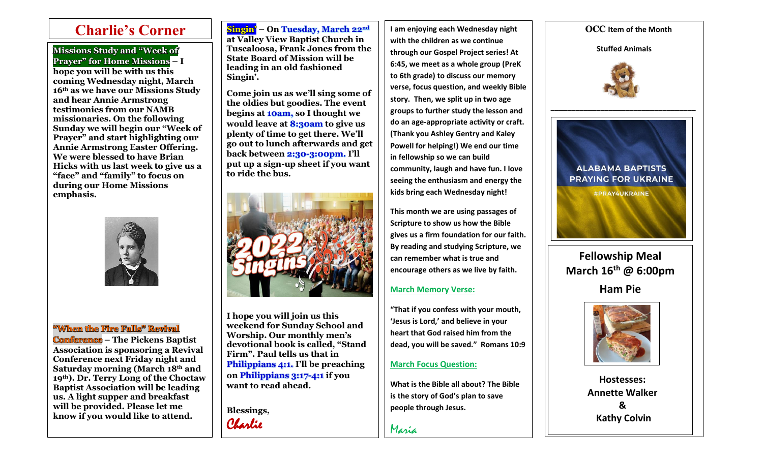# Charlie's Corner

**Missions Study and "Week of Prayer" for Home Missions** – I hope you will be with us this coming Wednesday night, March 16th as we have our Missions Study and hear Annie Armstrong testimonies from our NAMB missionaries. On the following Sunday we will begin our "Week of Prayer" and start highlighting our Annie Armstrong Easter Offering. We were blessed to have Brian Hicks with us last week to give us a "face" and "family" to focus on during our Home Missions emphasis.

**"When the Fire Falls" Revival Conference** – The Pickens Baptist Association is sponsoring a Revival Conference next Friday night and Saturday morning (March 18th and 19th). Dr. Terry Long of the Choctaw Baptist Association will be leading us. A light supper and breakfast will be provided. Please let me know if you would like to attend.

**Singin'** – On **Tuesday, March 22nd** at Valley View Baptist Church in Tuscaloosa, Frank Jones from the State Board of Mission will be leading in an old fashioned Singin'.

Come join us as we'll sing some of the oldies but goodies. The event begins at **10am,** so I thought we would leave at **8:30am** to give us plenty of time to get there. We'll go out to lunch afterwards and get back between **2:30-3:00pm.** I'll put up a sign-up sheet if you want to ride the bus.

I hope you will join us this weekend for Sunday School and Worship. Our monthly men's devotional book is called, "Stand Firm". Paul tells us that in **Philippians 4:1.** I'll be preaching on **Philippians 3:17-4:1** if you want to read ahead.

Blessings,

*Charlie*

I am enjoying each Wednesday night with the children as we continue through our Gospel Project series! At 6:45, we meet as a whole group (PreK to 6th grade) to discuss our memory verse, focus question, and weekly Bible story. Then, we split up in two age groups to further study the lesson and do an age-appropriate activity or craft. (Thank you Ashley Gentry and Kaley Powell for helping!) We end our time in fellowship so we can build community, laugh and have fun. I love seeing the enthusiasm and energy the kids bring each Wednesday night!

This month we are using passages of Scripture to show us how the Bible gives us a firm foundation for our faith. By reading and studying Scripture, we can remember what is true and encourage others as we live by faith.

**March Memory Verse:**

"That if you confess with your mouth, 'Jesus is Lord,' and believe in your heart that God raised him from the dead, you will be saved." Romans 10:9

**March Focus Question:**

What is the Bible all about? The Bible is the story of God's plan to save people through Jesus.

*Maria*

**OCC Item of the Month**

**Stuffed Animals**

---

ALABAMA BAPTISTS PRAYING FOR UKRAINE

#PRAY4UKRAINE

## Fellowship Meal

## March 16th @ 6:00pm

## Ham Pie

**Hostesses:**
**Annette Walker**
**&**
**Kathy Colvin**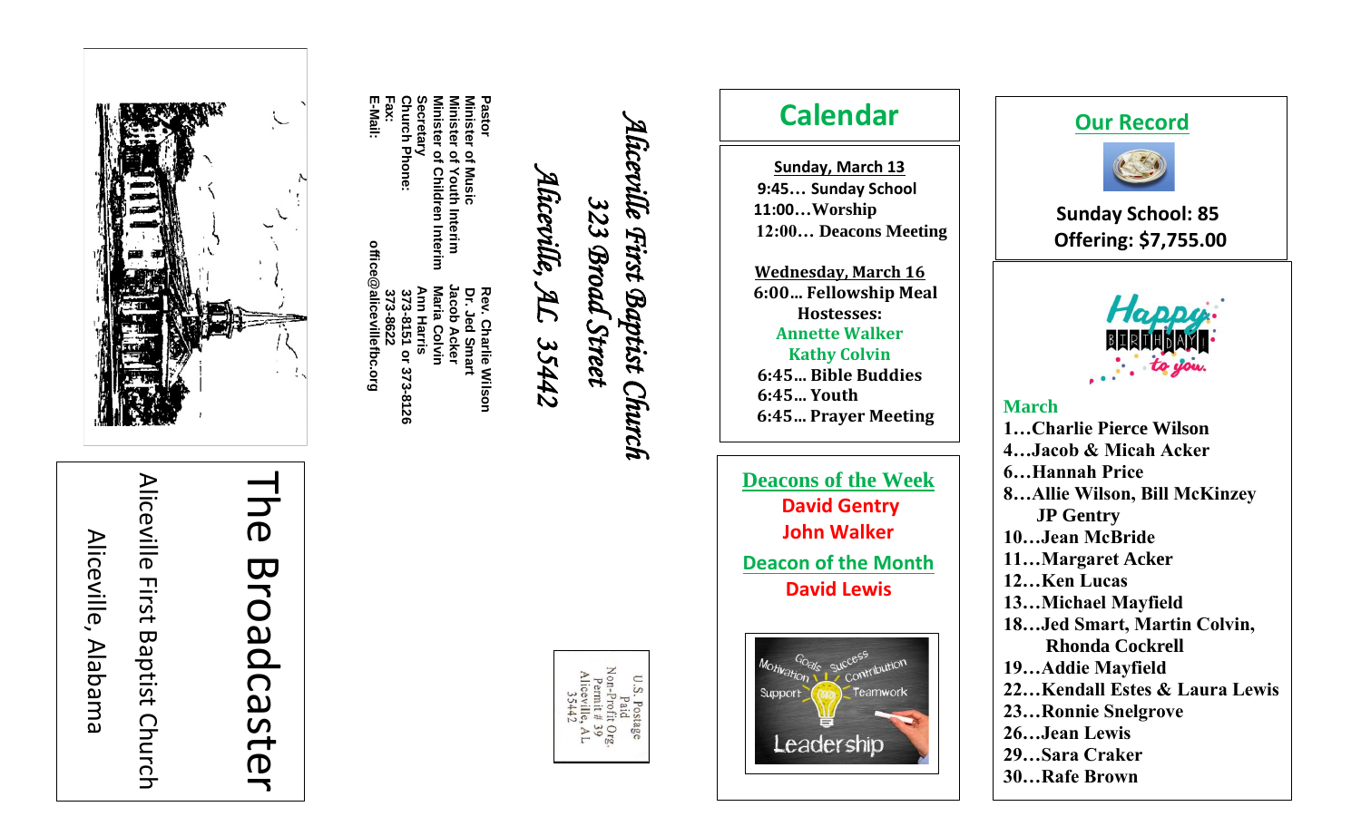# The Broadcaster

Aliceville First Baptist Church

Aliceville, Alabama

*Aliceville First Baptist Church*

*323 Broad Street*

*Aliceville, AL 35442*

**Pastor** Rev. Charlie Wilson
**Minister of Music** Dr. Jed Smart
**Minister of Youth Interim** Jacob Acker
**Minister of Children Interim** Maria Colvin
**Secretary** Ann Harris
**Church Phone:** 373-8151 or 373-8126
**Fax:** 373-8622
**E-Mail:** office@alicevillefbc.org

U.S. Postage
Paid
Non-Profit Org.
Permit # 39
Aliceville, AL
35442

## Calendar

**Sunday, March 13**
**9:45… Sunday School**
**11:00…Worship**
**12:00… Deacons Meeting**

**Wednesday, March 16**
**6:00… Fellowship Meal**
**Hostesses:**
**Annette Walker**
**Kathy Colvin**
**6:45… Bible Buddies**
**6:45… Youth**
**6:45… Prayer Meeting**

**Deacons of the Week**
**David Gentry**
**John Walker**

**Deacon of the Month**
**David Lewis**

## Our Record

**Sunday School: 85**
**Offering: $7,755.00**

**March**
**1…Charlie Pierce Wilson**
**4…Jacob & Micah Acker**
**6…Hannah Price**
**8…Allie Wilson, Bill McKinzey
JP Gentry**
**10…Jean McBride**
**11…Margaret Acker**
**12…Ken Lucas**
**13…Michael Mayfield**
**18…Jed Smart, Martin Colvin,
Rhonda Cockrell**
**19…Addie Mayfield**
**22…Kendall Estes & Laura Lewis**
**23…Ronnie Snelgrove**
**26…Jean Lewis**
**29…Sara Craker**
**30…Rafe Brown**